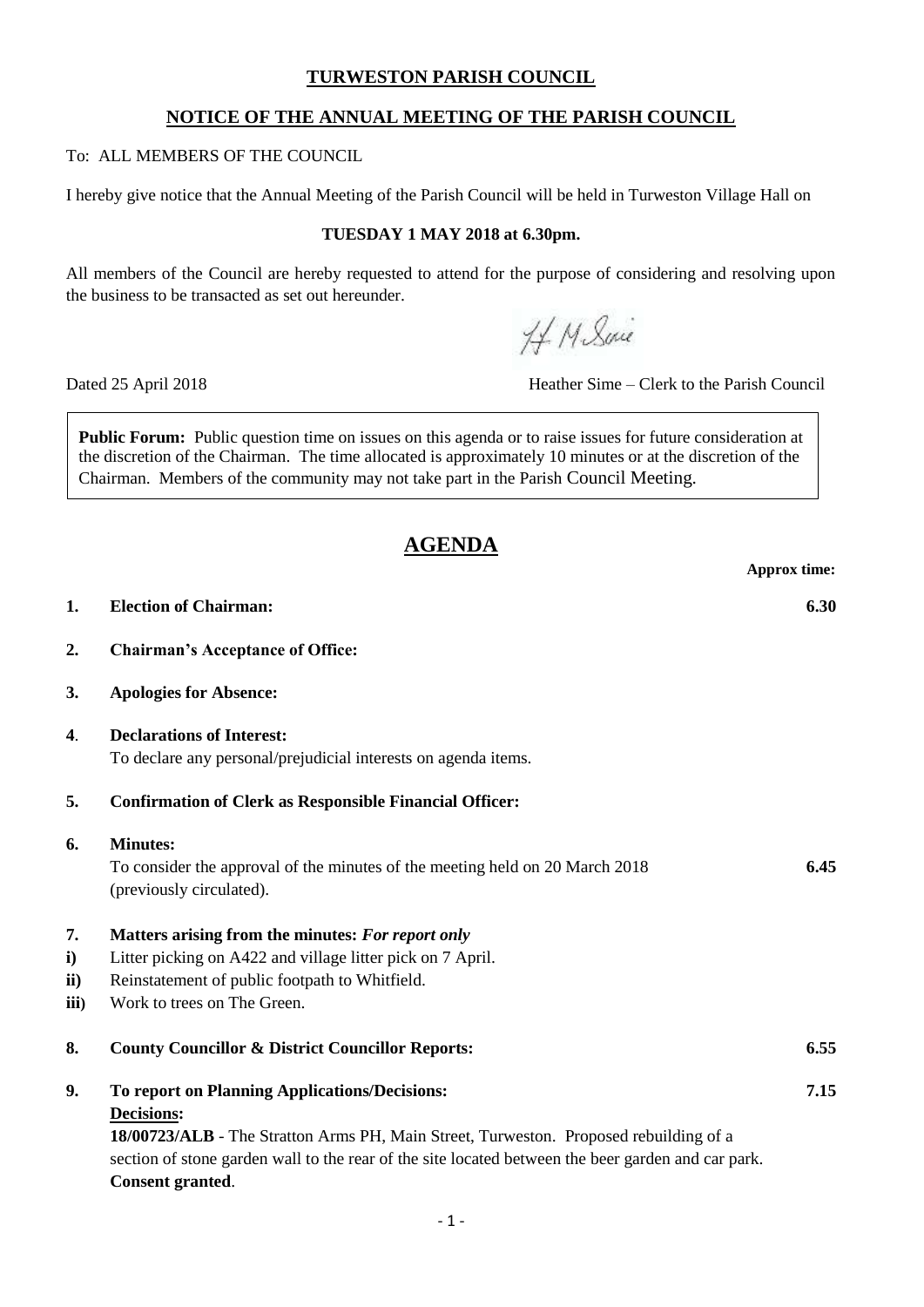# TURWESTON PARISH COUNCIL

## NOTICE OF THE ANNUAL MEETING OF THE PARISH COUNCIL

To: ALL MEMBERS OF THE COUNCIL

I hereby give notice that the Annual Meeting of the Parish Council will be held in Turweston Village Hall on

**TUESDAY 1 MAY 2018 at 6.30pm.**

All members of the Council are hereby requested to attend for the purpose of considering and resolving upon the business to be transacted as set out hereunder.

H M Sime

Dated 25 April 2018 Heather Sime – Clerk to the Parish Council

**Public Forum:** Public question time on issues on this agenda or to raise issues for future consideration at the discretion of the Chairman. The time allocated is approximately 10 minutes or at the discretion of the Chairman. Members of the community may not take part in the Parish Council Meeting.

## AGENDA

**Approx time:**

**1. Election of Chairman:** **6.30**

**2. Chairman's Acceptance of Office:**

**3. Apologies for Absence:**

**4. Declarations of Interest:**
To declare any personal/prejudicial interests on agenda items.

**5. Confirmation of Clerk as Responsible Financial Officer:**

**6. Minutes:**
To consider the approval of the minutes of the meeting held on 20 March 2018 (previously circulated). **6.45**

**7. Matters arising from the minutes:** ***For report only***

**i)** Litter picking on A422 and village litter pick on 7 April.
**ii)** Reinstatement of public footpath to Whitfield.
**iii)** Work to trees on The Green.

**8. County Councillor & District Councillor Reports:** **6.55**

**9. To report on Planning Applications/Decisions:** **7.15**
**Decisions:**
**18/00723/ALB** - The Stratton Arms PH, Main Street, Turweston. Proposed rebuilding of a section of stone garden wall to the rear of the site located between the beer garden and car park. **Consent granted**.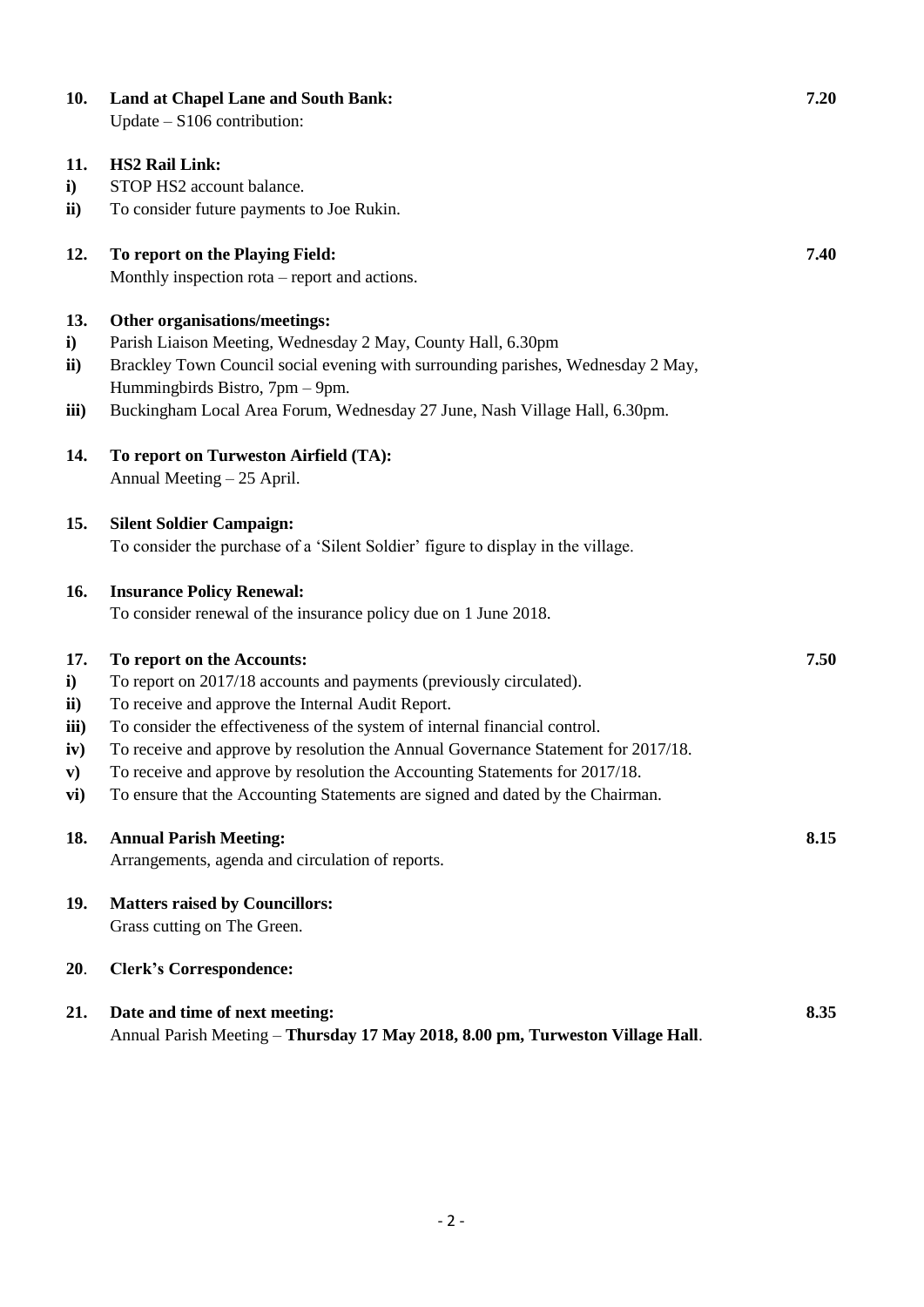**10. Land at Chapel Lane and South Bank:** **7.20**

Update – S106 contribution:

**11. HS2 Rail Link:**

**i)** STOP HS2 account balance.

**ii)** To consider future payments to Joe Rukin.

**12. To report on the Playing Field:** **7.40**

Monthly inspection rota – report and actions.

**13. Other organisations/meetings:**

**i)** Parish Liaison Meeting, Wednesday 2 May, County Hall, 6.30pm

**ii)** Brackley Town Council social evening with surrounding parishes, Wednesday 2 May, Hummingbirds Bistro, 7pm – 9pm.

**iii)** Buckingham Local Area Forum, Wednesday 27 June, Nash Village Hall, 6.30pm.

**14. To report on Turweston Airfield (TA):**

Annual Meeting – 25 April.

**15. Silent Soldier Campaign:**

To consider the purchase of a 'Silent Soldier' figure to display in the village.

**16. Insurance Policy Renewal:**

To consider renewal of the insurance policy due on 1 June 2018.

**17. To report on the Accounts:** **7.50**

**i)** To report on 2017/18 accounts and payments (previously circulated).

**ii)** To receive and approve the Internal Audit Report.

**iii)** To consider the effectiveness of the system of internal financial control.

**iv)** To receive and approve by resolution the Annual Governance Statement for 2017/18.

**v)** To receive and approve by resolution the Accounting Statements for 2017/18.

**vi)** To ensure that the Accounting Statements are signed and dated by the Chairman.

**18. Annual Parish Meeting:** **8.15**

Arrangements, agenda and circulation of reports.

**19. Matters raised by Councillors:**

Grass cutting on The Green.

**20. Clerk's Correspondence:**

**21. Date and time of next meeting:** **8.35**

Annual Parish Meeting – **Thursday 17 May 2018, 8.00 pm, Turweston Village Hall**.